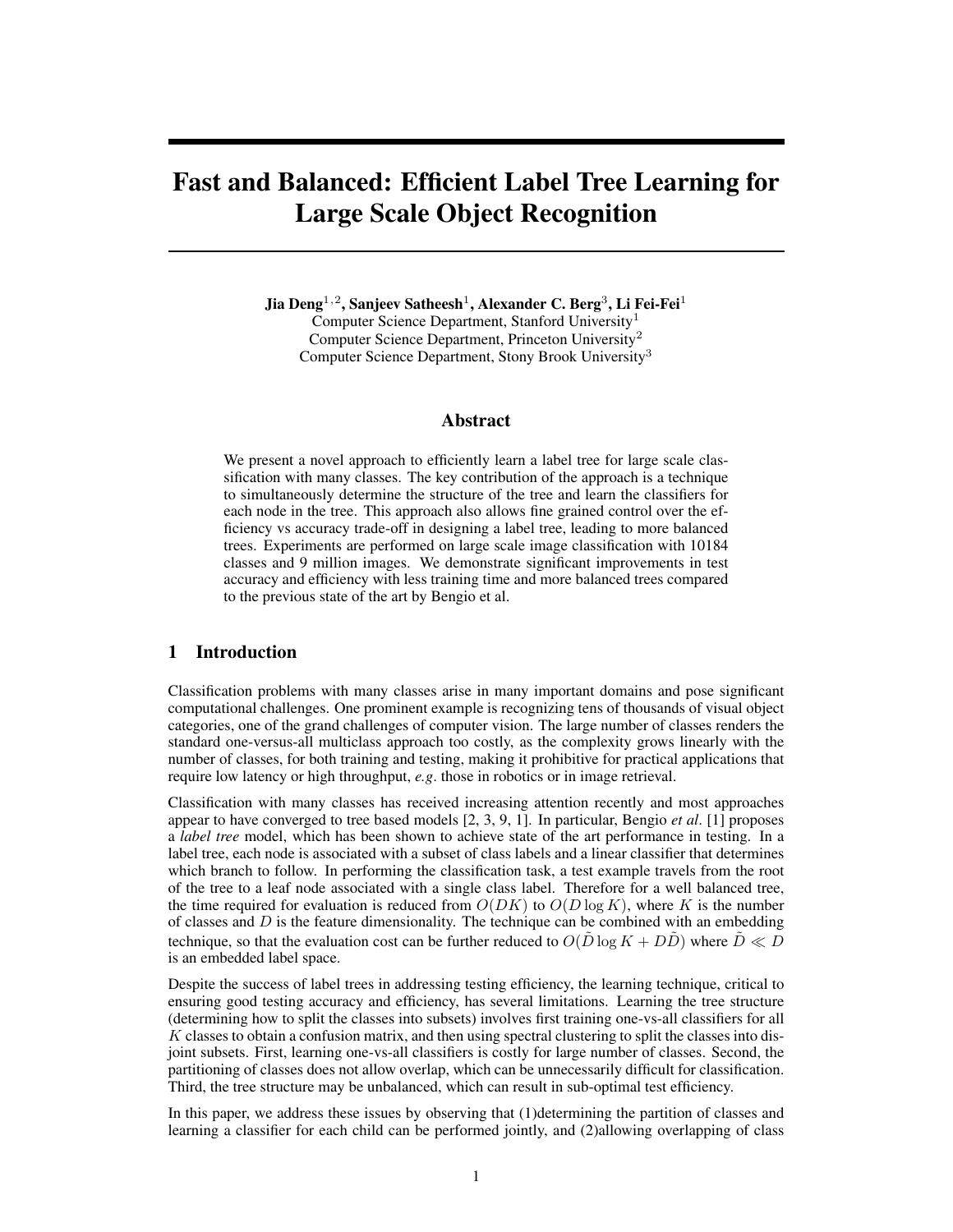# Fast and Balanced: Efficient Label Tree Learning for Large Scale Object Recognition

**Jia Deng**[1,2], **Sanjeev Satheesh**[1], **Alexander C. Berg**[3], **Li Fei-Fei**[1]
Computer Science Department, Stanford University[1]
Computer Science Department, Princeton University[2]
Computer Science Department, Stony Brook University[3]

## Abstract

We present a novel approach to efficiently learn a label tree for large scale classification with many classes. The key contribution of the approach is a technique to simultaneously determine the structure of the tree and learn the classifiers for each node in the tree. This approach also allows fine grained control over the efficiency vs accuracy trade-off in designing a label tree, leading to more balanced trees. Experiments are performed on large scale image classification with 10184 classes and 9 million images. We demonstrate significant improvements in test accuracy and efficiency with less training time and more balanced trees compared to the previous state of the art by Bengio et al.

## 1 Introduction

Classification problems with many classes arise in many important domains and pose significant computational challenges. One prominent example is recognizing tens of thousands of visual object categories, one of the grand challenges of computer vision. The large number of classes renders the standard one-versus-all multiclass approach too costly, as the complexity grows linearly with the number of classes, for both training and testing, making it prohibitive for practical applications that require low latency or high throughput, *e.g*. those in robotics or in image retrieval.

Classification with many classes has received increasing attention recently and most approaches appear to have converged to tree based models [2, 3, 9, 1]. In particular, Bengio *et al*. [1] proposes a *label tree* model, which has been shown to achieve state of the art performance in testing. In a label tree, each node is associated with a subset of class labels and a linear classifier that determines which branch to follow. In performing the classification task, a test example travels from the root of the tree to a leaf node associated with a single class label. Therefore for a well balanced tree, the time required for evaluation is reduced from $O(DK)$ to $O(D \log K)$, where $K$ is the number of classes and $D$ is the feature dimensionality. The technique can be combined with an embedding technique, so that the evaluation cost can be further reduced to $O(\tilde{D} \log K + D\tilde{D})$ where $\tilde{D} \ll D$ is an embedded label space.

Despite the success of label trees in addressing testing efficiency, the learning technique, critical to ensuring good testing accuracy and efficiency, has several limitations. Learning the tree structure (determining how to split the classes into subsets) involves first training one-vs-all classifiers for all $K$ classes to obtain a confusion matrix, and then using spectral clustering to split the classes into disjoint subsets. First, learning one-vs-all classifiers is costly for large number of classes. Second, the partitioning of classes does not allow overlap, which can be unnecessarily difficult for classification. Third, the tree structure may be unbalanced, which can result in sub-optimal test efficiency.

In this paper, we address these issues by observing that (1)determining the partition of classes and learning a classifier for each child can be performed jointly, and (2)allowing overlapping of class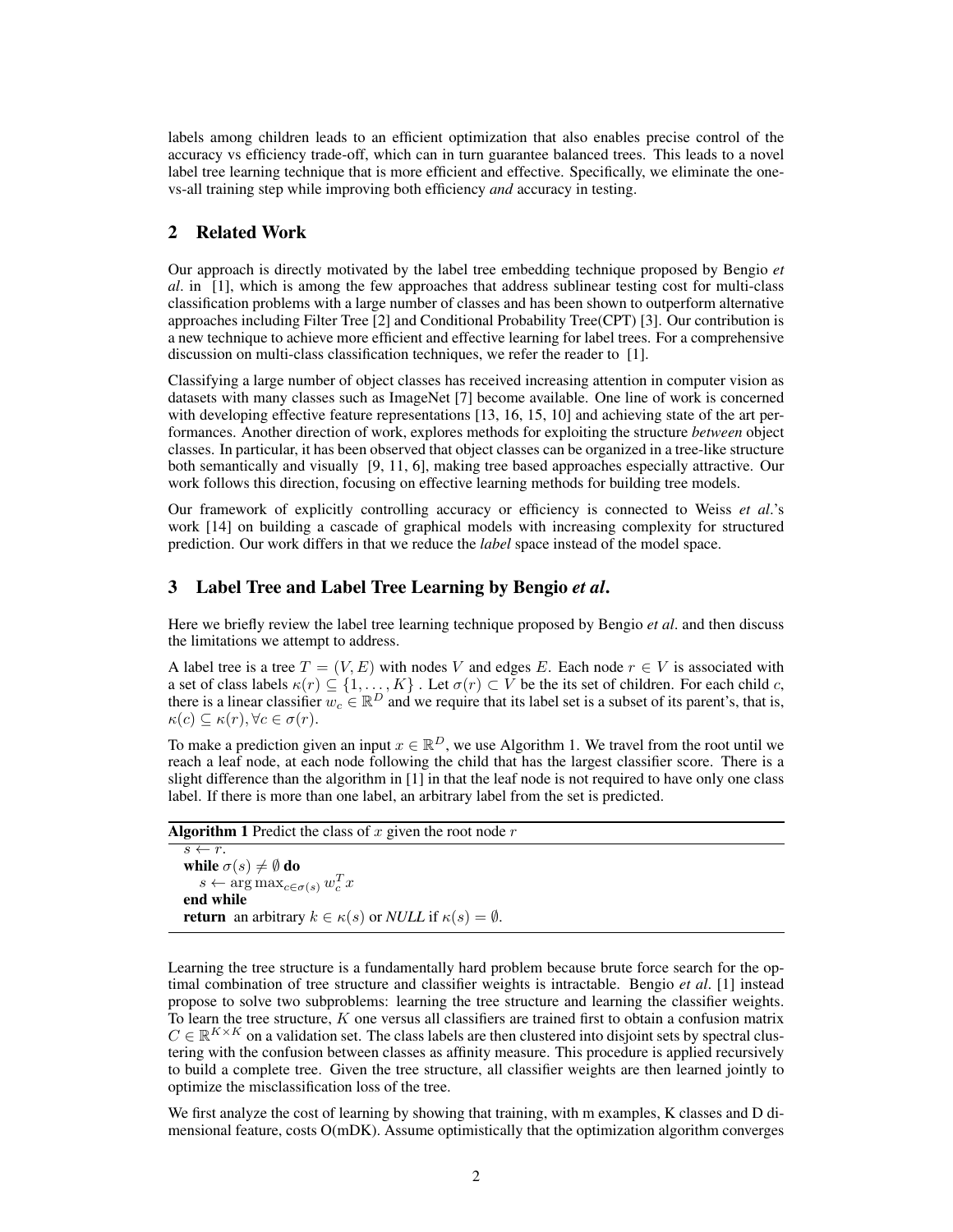labels among children leads to an efficient optimization that also enables precise control of the accuracy vs efficiency trade-off, which can in turn guarantee balanced trees. This leads to a novel label tree learning technique that is more efficient and effective. Specifically, we eliminate the one-vs-all training step while improving both efficiency *and* accuracy in testing.

## 2 Related Work

Our approach is directly motivated by the label tree embedding technique proposed by Bengio *et al*. in [1], which is among the few approaches that address sublinear testing cost for multi-class classification problems with a large number of classes and has been shown to outperform alternative approaches including Filter Tree [2] and Conditional Probability Tree(CPT) [3]. Our contribution is a new technique to achieve more efficient and effective learning for label trees. For a comprehensive discussion on multi-class classification techniques, we refer the reader to [1].

Classifying a large number of object classes has received increasing attention in computer vision as datasets with many classes such as ImageNet [7] become available. One line of work is concerned with developing effective feature representations [13, 16, 15, 10] and achieving state of the art performances. Another direction of work, explores methods for exploiting the structure *between* object classes. In particular, it has been observed that object classes can be organized in a tree-like structure both semantically and visually [9, 11, 6], making tree based approaches especially attractive. Our work follows this direction, focusing on effective learning methods for building tree models.

Our framework of explicitly controlling accuracy or efficiency is connected to Weiss *et al*.'s work [14] on building a cascade of graphical models with increasing complexity for structured prediction. Our work differs in that we reduce the *label* space instead of the model space.

## 3 Label Tree and Label Tree Learning by Bengio *et al*.

Here we briefly review the label tree learning technique proposed by Bengio *et al*. and then discuss the limitations we attempt to address.

A label tree is a tree $T = (V, E)$ with nodes $V$ and edges $E$. Each node $r \in V$ is associated with a set of class labels $\kappa(r) \subseteq \{1, \ldots, K\}$ . Let $\sigma(r) \subset V$ be the its set of children. For each child $c$, there is a linear classifier $w_c \in \mathbb{R}^D$ and we require that its label set is a subset of its parent's, that is, $\kappa(c) \subseteq \kappa(r), \forall c \in \sigma(r)$.

To make a prediction given an input $x \in \mathbb{R}^D$, we use Algorithm 1. We travel from the root until we reach a leaf node, at each node following the child that has the largest classifier score. There is a slight difference than the algorithm in [1] in that the leaf node is not required to have only one class label. If there is more than one label, an arbitrary label from the set is predicted.

**Algorithm 1** Predict the class of $x$ given the root node $r$

```
s ← r.
while σ(s) ≠ ∅ do
    s ← arg max_{c∈σ(s)} w_c^T x
end while
return an arbitrary k ∈ κ(s) or NULL if κ(s) = ∅.
```

Learning the tree structure is a fundamentally hard problem because brute force search for the optimal combination of tree structure and classifier weights is intractable. Bengio *et al*. [1] instead propose to solve two subproblems: learning the tree structure and learning the classifier weights. To learn the tree structure, $K$ one versus all classifiers are trained first to obtain a confusion matrix $C \in \mathbb{R}^{K \times K}$ on a validation set. The class labels are then clustered into disjoint sets by spectral clustering with the confusion between classes as affinity measure. This procedure is applied recursively to build a complete tree. Given the tree structure, all classifier weights are then learned jointly to optimize the misclassification loss of the tree.

We first analyze the cost of learning by showing that training, with m examples, K classes and D dimensional feature, costs O(mDK). Assume optimistically that the optimization algorithm converges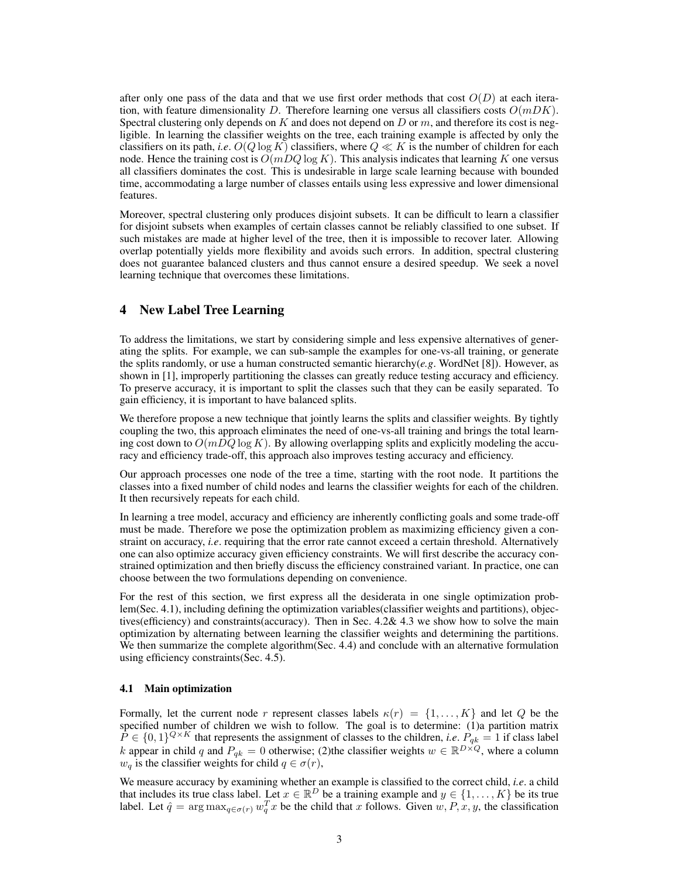after only one pass of the data and that we use first order methods that cost $O(D)$ at each iteration, with feature dimensionality $D$. Therefore learning one versus all classifiers costs $O(mDK)$. Spectral clustering only depends on $K$ and does not depend on $D$ or $m$, and therefore its cost is negligible. In learning the classifier weights on the tree, each training example is affected by only the classifiers on its path, *i.e*. $O(Q \log K)$ classifiers, where $Q \ll K$ is the number of children for each node. Hence the training cost is $O(mDQ \log K)$. This analysis indicates that learning $K$ one versus all classifiers dominates the cost. This is undesirable in large scale learning because with bounded time, accommodating a large number of classes entails using less expressive and lower dimensional features.

Moreover, spectral clustering only produces disjoint subsets. It can be difficult to learn a classifier for disjoint subsets when examples of certain classes cannot be reliably classified to one subset. If such mistakes are made at higher level of the tree, then it is impossible to recover later. Allowing overlap potentially yields more flexibility and avoids such errors. In addition, spectral clustering does not guarantee balanced clusters and thus cannot ensure a desired speedup. We seek a novel learning technique that overcomes these limitations.

## 4 New Label Tree Learning

To address the limitations, we start by considering simple and less expensive alternatives of generating the splits. For example, we can sub-sample the examples for one-vs-all training, or generate the splits randomly, or use a human constructed semantic hierarchy(*e.g*. WordNet [8]). However, as shown in [1], improperly partitioning the classes can greatly reduce testing accuracy and efficiency. To preserve accuracy, it is important to split the classes such that they can be easily separated. To gain efficiency, it is important to have balanced splits.

We therefore propose a new technique that jointly learns the splits and classifier weights. By tightly coupling the two, this approach eliminates the need of one-vs-all training and brings the total learning cost down to $O(mDQ \log K)$. By allowing overlapping splits and explicitly modeling the accuracy and efficiency trade-off, this approach also improves testing accuracy and efficiency.

Our approach processes one node of the tree a time, starting with the root node. It partitions the classes into a fixed number of child nodes and learns the classifier weights for each of the children. It then recursively repeats for each child.

In learning a tree model, accuracy and efficiency are inherently conflicting goals and some trade-off must be made. Therefore we pose the optimization problem as maximizing efficiency given a constraint on accuracy, *i.e*. requiring that the error rate cannot exceed a certain threshold. Alternatively one can also optimize accuracy given efficiency constraints. We will first describe the accuracy constrained optimization and then briefly discuss the efficiency constrained variant. In practice, one can choose between the two formulations depending on convenience.

For the rest of this section, we first express all the desiderata in one single optimization problem(Sec. 4.1), including defining the optimization variables(classifier weights and partitions), objectives(efficiency) and constraints(accuracy). Then in Sec. 4.2& 4.3 we show how to solve the main optimization by alternating between learning the classifier weights and determining the partitions. We then summarize the complete algorithm(Sec. 4.4) and conclude with an alternative formulation using efficiency constraints(Sec. 4.5).

### 4.1 Main optimization

Formally, let the current node $r$ represent classes labels $\kappa(r) = \{1, \ldots, K\}$ and let $Q$ be the specified number of children we wish to follow. The goal is to determine: (1)a partition matrix $P \in \{0,1\}^{Q \times K}$ that represents the assignment of classes to the children, *i.e*. $P_{qk} = 1$ if class label $k$ appear in child $q$ and $P_{qk} = 0$ otherwise; (2)the classifier weights $w \in \mathbb{R}^{D \times Q}$, where a column $w_q$ is the classifier weights for child $q \in \sigma(r)$,

We measure accuracy by examining whether an example is classified to the correct child, *i.e*. a child that includes its true class label. Let $x \in \mathbb{R}^D$ be a training example and $y \in \{1, \ldots, K\}$ be its true label. Let $\hat{q} = \arg\max_{q \in \sigma(r)} w_q^T x$ be the child that $x$ follows. Given $w, P, x, y$, the classification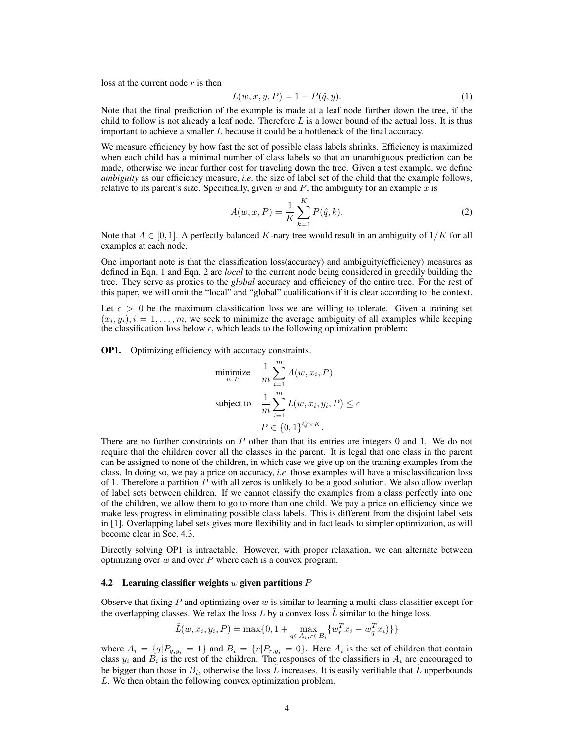loss at the current node $r$ is then

$$L(w, x, y, P) = 1 - P(\hat{q}, y). \tag{1}$$

Note that the final prediction of the example is made at a leaf node further down the tree, if the child to follow is not already a leaf node. Therefore $L$ is a lower bound of the actual loss. It is thus important to achieve a smaller $L$ because it could be a bottleneck of the final accuracy.

We measure efficiency by how fast the set of possible class labels shrinks. Efficiency is maximized when each child has a minimal number of class labels so that an unambiguous prediction can be made, otherwise we incur further cost for traveling down the tree. Given a test example, we define *ambiguity* as our efficiency measure, *i.e.* the size of label set of the child that the example follows, relative to its parent's size. Specifically, given $w$ and $P$, the ambiguity for an example $x$ is

$$A(w, x, P) = \frac{1}{K} \sum_{k=1}^{K} P(\hat{q}, k). \tag{2}$$

Note that $A \in [0, 1]$. A perfectly balanced $K$-nary tree would result in an ambiguity of $1/K$ for all examples at each node.

One important note is that the classification loss(accuracy) and ambiguity(efficiency) measures as defined in Eqn. 1 and Eqn. 2 are *local* to the current node being considered in greedily building the tree. They serve as proxies to the *global* accuracy and efficiency of the entire tree. For the rest of this paper, we will omit the "local" and "global" qualifications if it is clear according to the context.

Let $\epsilon > 0$ be the maximum classification loss we are willing to tolerate. Given a training set $(x_i, y_i), i = 1, \ldots, m$, we seek to minimize the average ambiguity of all examples while keeping the classification loss below $\epsilon$, which leads to the following optimization problem:

**OP1.** Optimizing efficiency with accuracy constraints.

$$\begin{aligned}
\underset{w,P}{\text{minimize}} \quad & \frac{1}{m} \sum_{i=1}^{m} A(w, x_i, P) \\
\text{subject to} \quad & \frac{1}{m} \sum_{i=1}^{m} L(w, x_i, y_i, P) \leq \epsilon \\
& P \in \{0, 1\}^{Q \times K}.
\end{aligned}$$

There are no further constraints on $P$ other than that its entries are integers 0 and 1. We do not require that the children cover all the classes in the parent. It is legal that one class in the parent can be assigned to none of the children, in which case we give up on the training examples from the class. In doing so, we pay a price on accuracy, *i.e.* those examples will have a misclassification loss of 1. Therefore a partition $P$ with all zeros is unlikely to be a good solution. We also allow overlap of label sets between children. If we cannot classify the examples from a class perfectly into one of the children, we allow them to go to more than one child. We pay a price on efficiency since we make less progress in eliminating possible class labels. This is different from the disjoint label sets in [1]. Overlapping label sets gives more flexibility and in fact leads to simpler optimization, as will become clear in Sec. 4.3.

Directly solving OP1 is intractable. However, with proper relaxation, we can alternate between optimizing over $w$ and over $P$ where each is a convex program.

### 4.2 Learning classifier weights $w$ given partitions $P$

Observe that fixing $P$ and optimizing over $w$ is similar to learning a multi-class classifier except for the overlapping classes. We relax the loss $L$ by a convex loss $\tilde{L}$ similar to the hinge loss.

$$\tilde{L}(w, x_i, y_i, P) = \max\{0, 1 + \max_{q \in A_i, r \in B_i} \{w_r^T x_i - w_q^T x_i\}\}$$

where $A_i = \{q | P_{q,y_i} = 1\}$ and $B_i = \{r | P_{r,y_i} = 0\}$. Here $A_i$ is the set of children that contain class $y_i$ and $B_i$ is the rest of the children. The responses of the classifiers in $A_i$ are encouraged to be bigger than those in $B_i$, otherwise the loss $\tilde{L}$ increases. It is easily verifiable that $\tilde{L}$ upperbounds $L$. We then obtain the following convex optimization problem.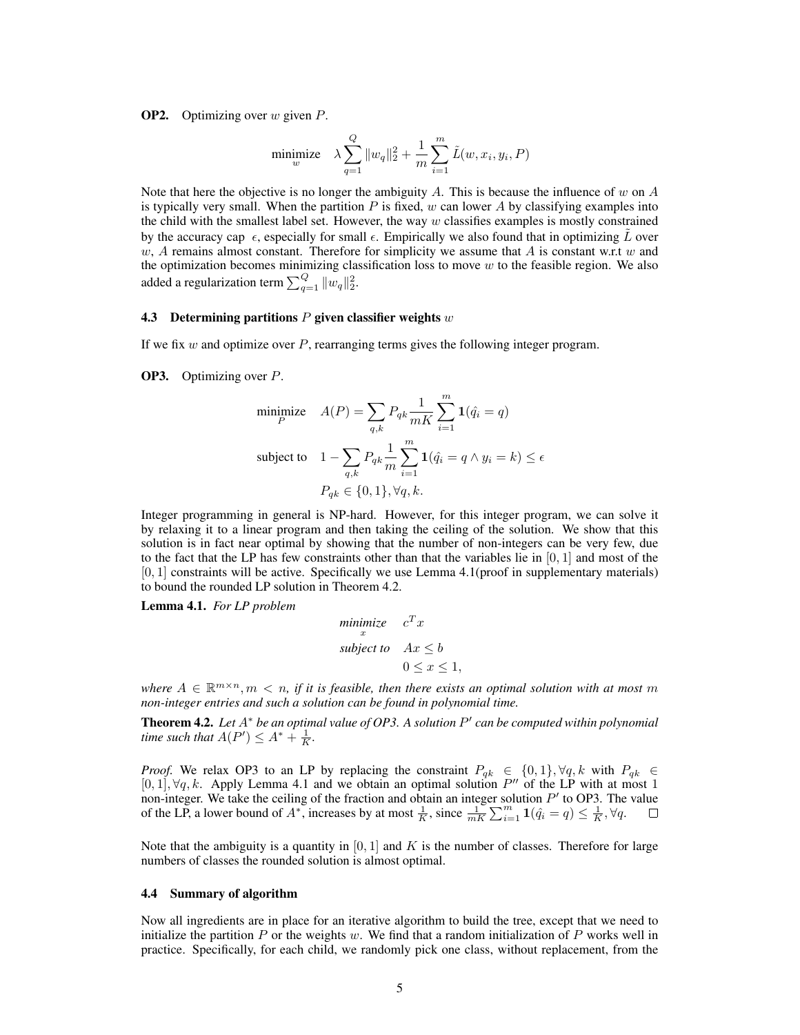**OP2.** Optimizing over $w$ given $P$.

$$\underset{w}{\text{minimize}} \quad \lambda \sum_{q=1}^{Q} \|w_q\|_2^2 + \frac{1}{m}\sum_{i=1}^{m} \tilde{L}(w, x_i, y_i, P)$$

Note that here the objective is no longer the ambiguity $A$. This is because the influence of $w$ on $A$ is typically very small. When the partition $P$ is fixed, $w$ can lower $A$ by classifying examples into the child with the smallest label set. However, the way $w$ classifies examples is mostly constrained by the accuracy cap $\epsilon$, especially for small $\epsilon$. Empirically we also found that in optimizing $\tilde{L}$ over $w$, $A$ remains almost constant. Therefore for simplicity we assume that $A$ is constant w.r.t $w$ and the optimization becomes minimizing classification loss to move $w$ to the feasible region. We also added a regularization term $\sum_{q=1}^{Q} \|w_q\|_2^2$.

### 4.3 Determining partitions $P$ given classifier weights $w$

If we fix $w$ and optimize over $P$, rearranging terms gives the following integer program.

**OP3.** Optimizing over $P$.

$$\begin{aligned}
\underset{P}{\text{minimize}} \quad & A(P) = \sum_{q,k} P_{qk} \frac{1}{mK} \sum_{i=1}^{m} \mathbf{1}(\hat{q}_i = q) \\
\text{subject to} \quad & 1 - \sum_{q,k} P_{qk} \frac{1}{m} \sum_{i=1}^{m} \mathbf{1}(\hat{q}_i = q \wedge y_i = k) \leq \epsilon \\
& P_{qk} \in \{0, 1\}, \forall q, k.
\end{aligned}$$

Integer programming in general is NP-hard. However, for this integer program, we can solve it by relaxing it to a linear program and then taking the ceiling of the solution. We show that this solution is in fact near optimal by showing that the number of non-integers can be very few, due to the fact that the LP has few constraints other than that the variables lie in $[0, 1]$ and most of the $[0, 1]$ constraints will be active. Specifically we use Lemma 4.1(proof in supplementary materials) to bound the rounded LP solution in Theorem 4.2.

**Lemma 4.1.** *For LP problem*

$$\begin{aligned}
\underset{x}{\textit{minimize}} \quad & c^T x \\
\textit{subject to} \quad & Ax \leq b \\
& 0 \leq x \leq 1,
\end{aligned}$$

*where $A \in \mathbb{R}^{m \times n}, m < n$, if it is feasible, then there exists an optimal solution with at most $m$ non-integer entries and such a solution can be found in polynomial time.*

**Theorem 4.2.** *Let $A^*$ be an optimal value of OP3. A solution $P'$ can be computed within polynomial time such that $A(P') \leq A^* + \frac{1}{K}$.*

*Proof.* We relax OP3 to an LP by replacing the constraint $P_{qk} \in \{0, 1\}, \forall q, k$ with $P_{qk} \in [0, 1], \forall q, k$. Apply Lemma 4.1 and we obtain an optimal solution $P''$ of the LP with at most 1 non-integer. We take the ceiling of the fraction and obtain an integer solution $P'$ to OP3. The value of the LP, a lower bound of $A^*$, increases by at most $\frac{1}{K}$, since $\frac{1}{mK}\sum_{i=1}^{m} \mathbf{1}(\hat{q}_i = q) \leq \frac{1}{K}, \forall q$. □

Note that the ambiguity is a quantity in $[0, 1]$ and $K$ is the number of classes. Therefore for large numbers of classes the rounded solution is almost optimal.

### 4.4 Summary of algorithm

Now all ingredients are in place for an iterative algorithm to build the tree, except that we need to initialize the partition $P$ or the weights $w$. We find that a random initialization of $P$ works well in practice. Specifically, for each child, we randomly pick one class, without replacement, from the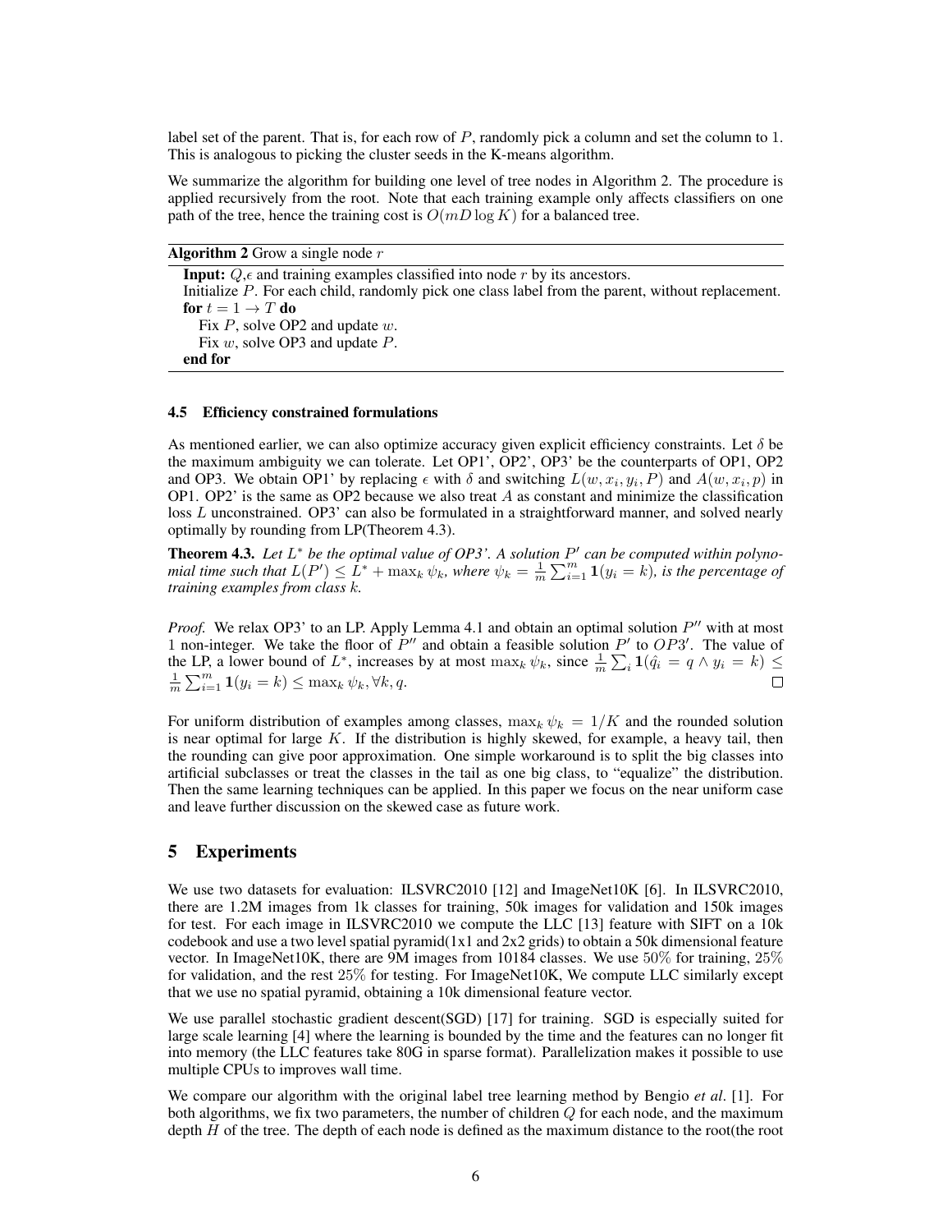label set of the parent. That is, for each row of $P$, randomly pick a column and set the column to 1. This is analogous to picking the cluster seeds in the K-means algorithm.

We summarize the algorithm for building one level of tree nodes in Algorithm 2. The procedure is applied recursively from the root. Note that each training example only affects classifiers on one path of the tree, hence the training cost is $O(mD \log K)$ for a balanced tree.

**Algorithm 2** Grow a single node $r$

**Input:** $Q$,$\epsilon$ and training examples classified into node $r$ by its ancestors.
Initialize $P$. For each child, randomly pick one class label from the parent, without replacement.
**for** $t = 1 \to T$ **do**
  Fix $P$, solve OP2 and update $w$.
  Fix $w$, solve OP3 and update $P$.
**end for**

### 4.5 Efficiency constrained formulations

As mentioned earlier, we can also optimize accuracy given explicit efficiency constraints. Let $\delta$ be the maximum ambiguity we can tolerate. Let OP1', OP2', OP3' be the counterparts of OP1, OP2 and OP3. We obtain OP1' by replacing $\epsilon$ with $\delta$ and switching $L(w, x_i, y_i, P)$ and $A(w, x_i, p)$ in OP1. OP2' is the same as OP2 because we also treat $A$ as constant and minimize the classification loss $L$ unconstrained. OP3' can also be formulated in a straightforward manner, and solved nearly optimally by rounding from LP(Theorem 4.3).

**Theorem 4.3.** *Let $L^*$ be the optimal value of OP3'. A solution $P'$ can be computed within polynomial time such that $L(P') \leq L^* + \max_k \psi_k$, where $\psi_k = \frac{1}{m}\sum_{i=1}^{m} \mathbf{1}(y_i = k)$, is the percentage of training examples from class $k$.*

*Proof.* We relax OP3' to an LP. Apply Lemma 4.1 and obtain an optimal solution $P''$ with at most 1 non-integer. We take the floor of $P''$ and obtain a feasible solution $P'$ to $OP3'$. The value of the LP, a lower bound of $L^*$, increases by at most $\max_k \psi_k$, since $\frac{1}{m}\sum_i \mathbf{1}(\hat{q}_i = q \wedge y_i = k) \leq \frac{1}{m}\sum_{i=1}^{m} \mathbf{1}(y_i = k) \leq \max_k \psi_k, \forall k, q$. □

For uniform distribution of examples among classes, $\max_k \psi_k = 1/K$ and the rounded solution is near optimal for large $K$. If the distribution is highly skewed, for example, a heavy tail, then the rounding can give poor approximation. One simple workaround is to split the big classes into artificial subclasses or treat the classes in the tail as one big class, to "equalize" the distribution. Then the same learning techniques can be applied. In this paper we focus on the near uniform case and leave further discussion on the skewed case as future work.

## 5 Experiments

We use two datasets for evaluation: ILSVRC2010 [12] and ImageNet10K [6]. In ILSVRC2010, there are 1.2M images from 1k classes for training, 50k images for validation and 150k images for test. For each image in ILSVRC2010 we compute the LLC [13] feature with SIFT on a 10k codebook and use a two level spatial pyramid(1x1 and 2x2 grids) to obtain a 50k dimensional feature vector. In ImageNet10K, there are 9M images from 10184 classes. We use 50% for training, 25% for validation, and the rest 25% for testing. For ImageNet10K, We compute LLC similarly except that we use no spatial pyramid, obtaining a 10k dimensional feature vector.

We use parallel stochastic gradient descent(SGD) [17] for training. SGD is especially suited for large scale learning [4] where the learning is bounded by the time and the features can no longer fit into memory (the LLC features take 80G in sparse format). Parallelization makes it possible to use multiple CPUs to improves wall time.

We compare our algorithm with the original label tree learning method by Bengio *et al*. [1]. For both algorithms, we fix two parameters, the number of children $Q$ for each node, and the maximum depth $H$ of the tree. The depth of each node is defined as the maximum distance to the root(the root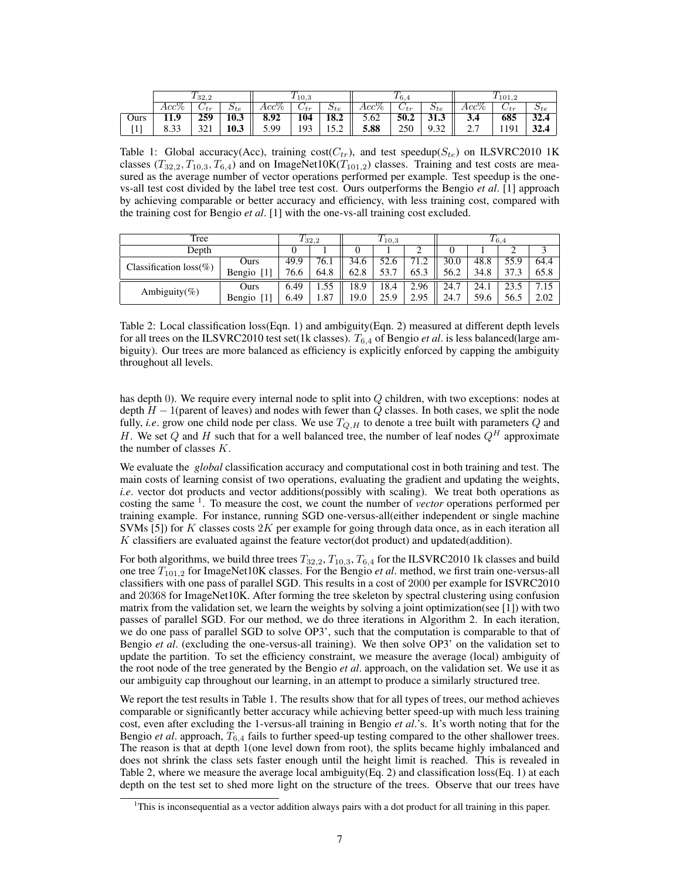| | $T_{32,2}$ | | | $T_{10,3}$ | | | $T_{6,4}$ | | | $T_{101,2}$ | | |
|---|---|---|---|---|---|---|---|---|---|---|---|---|
| | $Acc\%$ | $C_{tr}$ | $S_{te}$ | $Acc\%$ | $C_{tr}$ | $S_{te}$ | $Acc\%$ | $C_{tr}$ | $S_{te}$ | $Acc\%$ | $C_{tr}$ | $S_{te}$ |
| Ours | **11.9** | **259** | **10.3** | **8.92** | **104** | **18.2** | 5.62 | **50.2** | **31.3** | **3.4** | **685** | **32.4** |
| [1] | 8.33 | 321 | **10.3** | 5.99 | 193 | 15.2 | **5.88** | 250 | 9.32 | 2.7 | 1191 | **32.4** |

Table 1: Global accuracy(Acc), training cost($C_{tr}$), and test speedup($S_{te}$) on ILSVRC2010 1K classes ($T_{32,2}, T_{10,3}, T_{6,4}$) and on ImageNet10K($T_{101,2}$) classes. Training and test costs are measured as the average number of vector operations performed per example. Test speedup is the one-vs-all test cost divided by the label tree test cost. Ours outperforms the Bengio *et al*. [1] approach by achieving comparable or better accuracy and efficiency, with less training cost, compared with the training cost for Bengio *et al*. [1] with the one-vs-all training cost excluded.

| Tree | | $T_{32,2}$ | | $T_{10,3}$ | | | $T_{6,4}$ | | | |
|---|---|---|---|---|---|---|---|---|---|---|
| Depth | | 0 | 1 | 0 | 1 | 2 | 0 | 1 | 2 | 3 |
| Classification loss(%) | Ours | 49.9 | 76.1 | 34.6 | 52.6 | 71.2 | 30.0 | 48.8 | 55.9 | 64.4 |
| | Bengio [1] | 76.6 | 64.8 | 62.8 | 53.7 | 65.3 | 56.2 | 34.8 | 37.3 | 65.8 |
| Ambiguity(%) | Ours | 6.49 | 1.55 | 18.9 | 18.4 | 2.96 | 24.7 | 24.1 | 23.5 | 7.15 |
| | Bengio [1] | 6.49 | 1.87 | 19.0 | 25.9 | 2.95 | 24.7 | 59.6 | 56.5 | 2.02 |

Table 2: Local classification loss(Eqn. 1) and ambiguity(Eqn. 2) measured at different depth levels for all trees on the ILSVRC2010 test set(1k classes). $T_{6,4}$ of Bengio *et al*. is less balanced(large ambiguity). Our trees are more balanced as efficiency is explicitly enforced by capping the ambiguity throughout all levels.

has depth 0). We require every internal node to split into $Q$ children, with two exceptions: nodes at depth $H-1$(parent of leaves) and nodes with fewer than $Q$ classes. In both cases, we split the node fully, *i.e*. grow one child node per class. We use $T_{Q,H}$ to denote a tree built with parameters $Q$ and $H$. We set $Q$ and $H$ such that for a well balanced tree, the number of leaf nodes $Q^H$ approximate the number of classes $K$.

We evaluate the *global* classification accuracy and computational cost in both training and test. The main costs of learning consist of two operations, evaluating the gradient and updating the weights, *i.e*. vector dot products and vector additions(possibly with scaling). We treat both operations as costing the same [1]. To measure the cost, we count the number of *vector* operations performed per training example. For instance, running SGD one-versus-all(either independent or single machine SVMs [5]) for $K$ classes costs $2K$ per example for going through data once, as in each iteration all $K$ classifiers are evaluated against the feature vector(dot product) and updated(addition).

For both algorithms, we build three trees $T_{32,2}, T_{10,3}, T_{6,4}$ for the ILSVRC2010 1k classes and build one tree $T_{101,2}$ for ImageNet10K classes. For the Bengio *et al*. method, we first train one-versus-all classifiers with one pass of parallel SGD. This results in a cost of 2000 per example for ISVRC2010 and 20368 for ImageNet10K. After forming the tree skeleton by spectral clustering using confusion matrix from the validation set, we learn the weights by solving a joint optimization(see [1]) with two passes of parallel SGD. For our method, we do three iterations in Algorithm 2. In each iteration, we do one pass of parallel SGD to solve OP3', such that the computation is comparable to that of Bengio *et al*. (excluding the one-versus-all training). We then solve OP3' on the validation set to update the partition. To set the efficiency constraint, we measure the average (local) ambiguity of the root node of the tree generated by the Bengio *et al*. approach, on the validation set. We use it as our ambiguity cap throughout our learning, in an attempt to produce a similarly structured tree.

We report the test results in Table 1. The results show that for all types of trees, our method achieves comparable or significantly better accuracy while achieving better speed-up with much less training cost, even after excluding the 1-versus-all training in Bengio *et al*.'s. It's worth noting that for the Bengio *et al*. approach, $T_{6,4}$ fails to further speed-up testing compared to the other shallower trees. The reason is that at depth 1(one level down from root), the splits became highly imbalanced and does not shrink the class sets faster enough until the height limit is reached. This is revealed in Table 2, where we measure the average local ambiguity(Eq. 2) and classification loss(Eq. 1) at each depth on the test set to shed more light on the structure of the trees. Observe that our trees have

[1] This is inconsequential as a vector addition always pairs with a dot product for all training in this paper.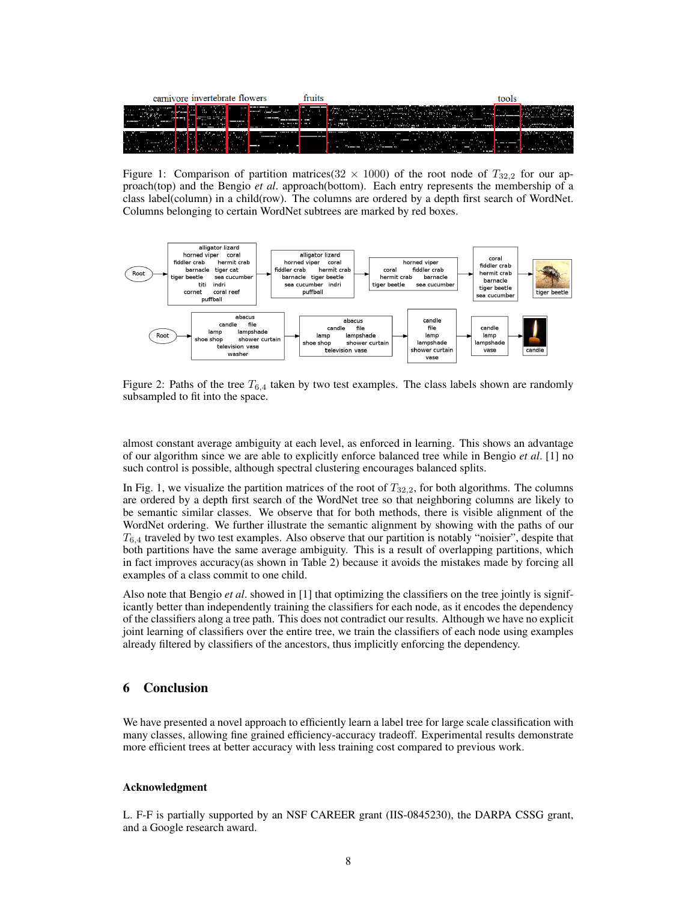Figure 1: Comparison of partition matrices($32 \times 1000$) of the root node of $T_{32,2}$ for our approach(top) and the Bengio *et al*. approach(bottom). Each entry represents the membership of a class label(column) in a child(row). The columns are ordered by a depth first search of WordNet. Columns belonging to certain WordNet subtrees are marked by red boxes.

Figure 2: Paths of the tree $T_{6,4}$ taken by two test examples. The class labels shown are randomly subsampled to fit into the space.

almost constant average ambiguity at each level, as enforced in learning. This shows an advantage of our algorithm since we are able to explicitly enforce balanced tree while in Bengio *et al*. [1] no such control is possible, although spectral clustering encourages balanced splits.

In Fig. 1, we visualize the partition matrices of the root of $T_{32,2}$, for both algorithms. The columns are ordered by a depth first search of the WordNet tree so that neighboring columns are likely to be semantic similar classes. We observe that for both methods, there is visible alignment of the WordNet ordering. We further illustrate the semantic alignment by showing with the paths of our $T_{6,4}$ traveled by two test examples. Also observe that our partition is notably "noisier", despite that both partitions have the same average ambiguity. This is a result of overlapping partitions, which in fact improves accuracy(as shown in Table 2) because it avoids the mistakes made by forcing all examples of a class commit to one child.

Also note that Bengio *et al*. showed in [1] that optimizing the classifiers on the tree jointly is significantly better than independently training the classifiers for each node, as it encodes the dependency of the classifiers along a tree path. This does not contradict our results. Although we have no explicit joint learning of classifiers over the entire tree, we train the classifiers of each node using examples already filtered by classifiers of the ancestors, thus implicitly enforcing the dependency.

## 6 Conclusion

We have presented a novel approach to efficiently learn a label tree for large scale classification with many classes, allowing fine grained efficiency-accuracy tradeoff. Experimental results demonstrate more efficient trees at better accuracy with less training cost compared to previous work.

#### Acknowledgment

L. F-F is partially supported by an NSF CAREER grant (IIS-0845230), the DARPA CSSG grant, and a Google research award.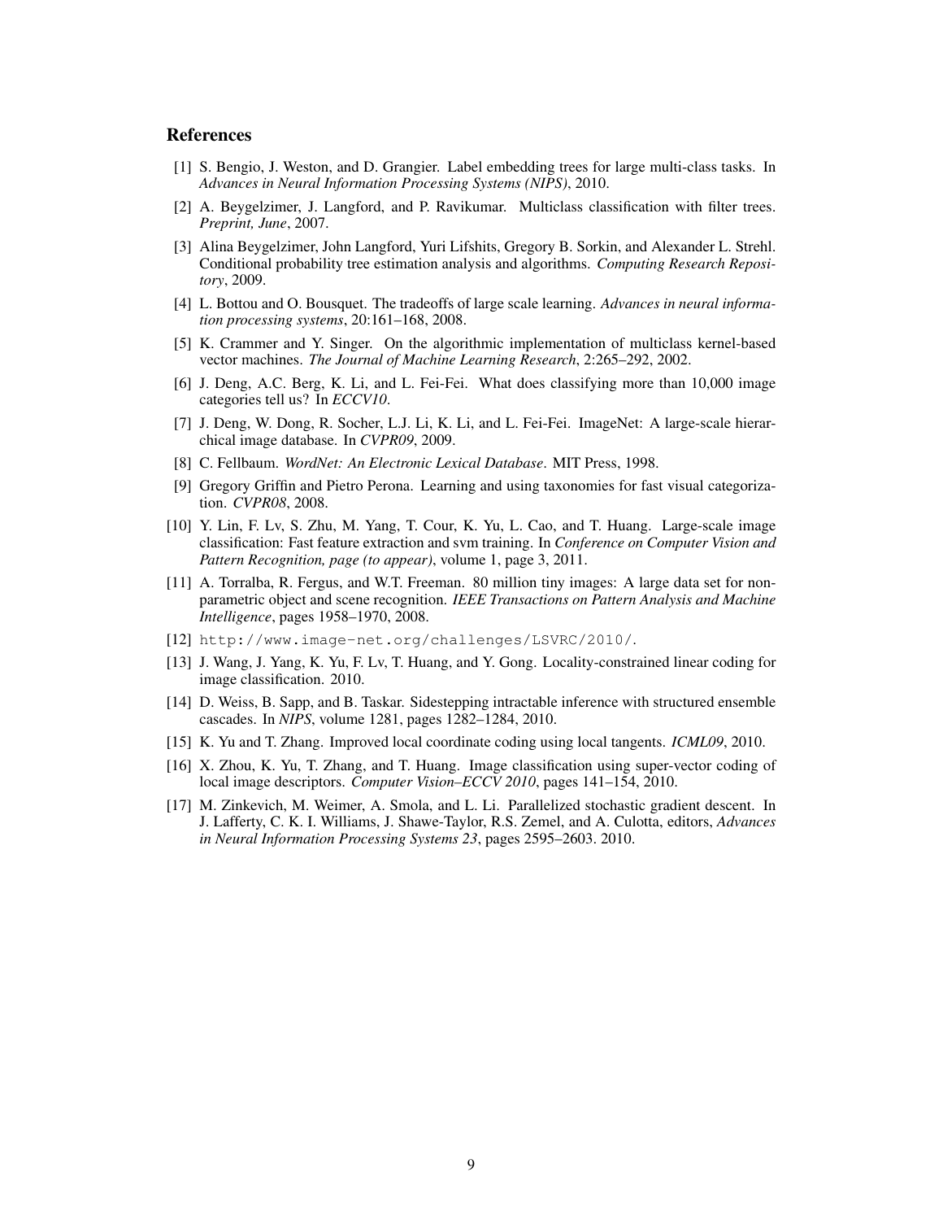## References

[1] S. Bengio, J. Weston, and D. Grangier. Label embedding trees for large multi-class tasks. In *Advances in Neural Information Processing Systems (NIPS)*, 2010.

[2] A. Beygelzimer, J. Langford, and P. Ravikumar. Multiclass classification with filter trees. *Preprint, June*, 2007.

[3] Alina Beygelzimer, John Langford, Yuri Lifshits, Gregory B. Sorkin, and Alexander L. Strehl. Conditional probability tree estimation analysis and algorithms. *Computing Research Repository*, 2009.

[4] L. Bottou and O. Bousquet. The tradeoffs of large scale learning. *Advances in neural information processing systems*, 20:161–168, 2008.

[5] K. Crammer and Y. Singer. On the algorithmic implementation of multiclass kernel-based vector machines. *The Journal of Machine Learning Research*, 2:265–292, 2002.

[6] J. Deng, A.C. Berg, K. Li, and L. Fei-Fei. What does classifying more than 10,000 image categories tell us? In *ECCV10*.

[7] J. Deng, W. Dong, R. Socher, L.J. Li, K. Li, and L. Fei-Fei. ImageNet: A large-scale hierarchical image database. In *CVPR09*, 2009.

[8] C. Fellbaum. *WordNet: An Electronic Lexical Database*. MIT Press, 1998.

[9] Gregory Griffin and Pietro Perona. Learning and using taxonomies for fast visual categorization. *CVPR08*, 2008.

[10] Y. Lin, F. Lv, S. Zhu, M. Yang, T. Cour, K. Yu, L. Cao, and T. Huang. Large-scale image classification: Fast feature extraction and svm training. In *Conference on Computer Vision and Pattern Recognition, page (to appear)*, volume 1, page 3, 2011.

[11] A. Torralba, R. Fergus, and W.T. Freeman. 80 million tiny images: A large data set for non-parametric object and scene recognition. *IEEE Transactions on Pattern Analysis and Machine Intelligence*, pages 1958–1970, 2008.

[12] `http://www.image-net.org/challenges/LSVRC/2010/`.

[13] J. Wang, J. Yang, K. Yu, F. Lv, T. Huang, and Y. Gong. Locality-constrained linear coding for image classification. 2010.

[14] D. Weiss, B. Sapp, and B. Taskar. Sidestepping intractable inference with structured ensemble cascades. In *NIPS*, volume 1281, pages 1282–1284, 2010.

[15] K. Yu and T. Zhang. Improved local coordinate coding using local tangents. *ICML09*, 2010.

[16] X. Zhou, K. Yu, T. Zhang, and T. Huang. Image classification using super-vector coding of local image descriptors. *Computer Vision–ECCV 2010*, pages 141–154, 2010.

[17] M. Zinkevich, M. Weimer, A. Smola, and L. Li. Parallelized stochastic gradient descent. In J. Lafferty, C. K. I. Williams, J. Shawe-Taylor, R.S. Zemel, and A. Culotta, editors, *Advances in Neural Information Processing Systems 23*, pages 2595–2603. 2010.